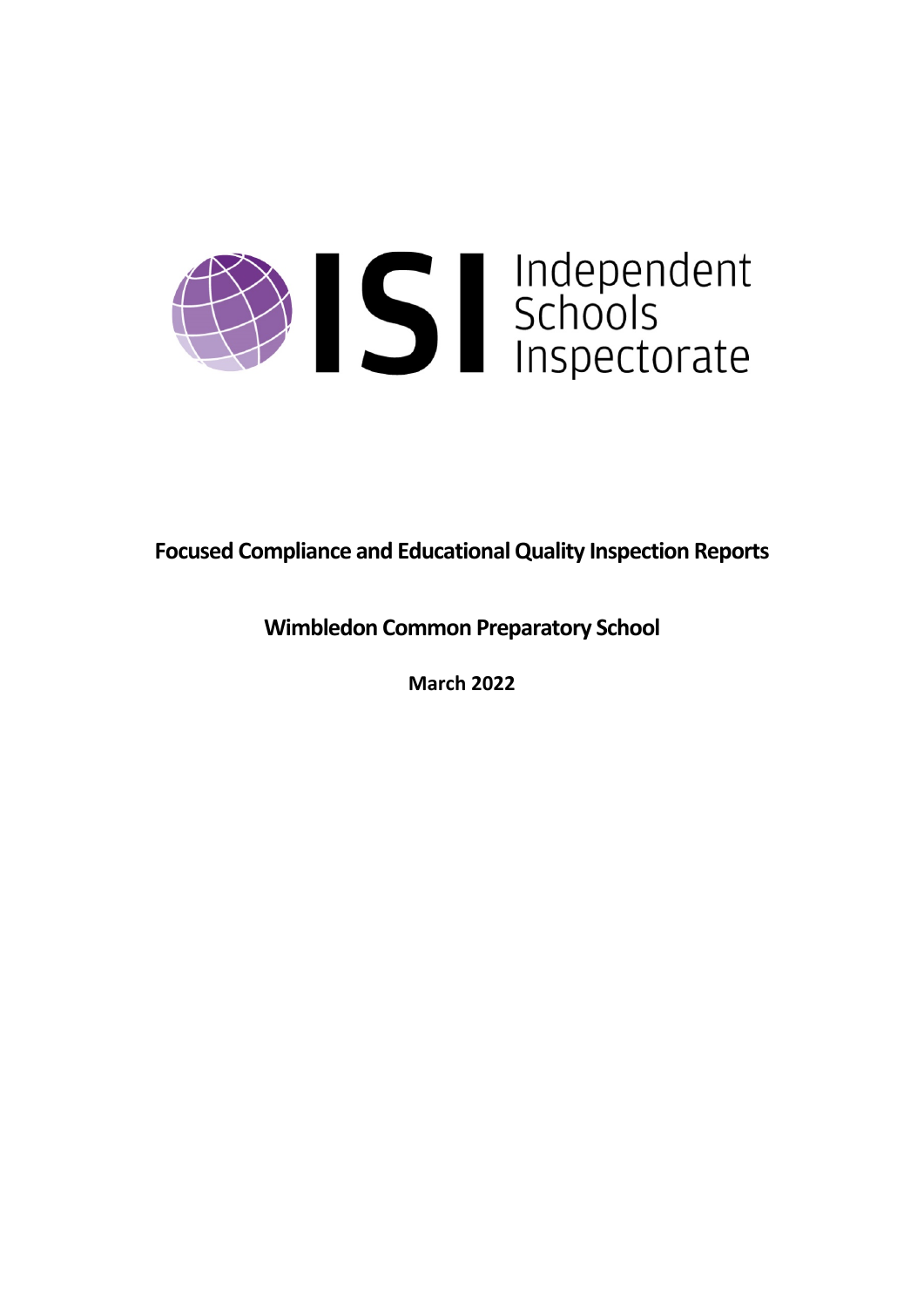ISI Independent Schools Inspectorate

**Focused Compliance and Educational Quality Inspection Reports**

**Wimbledon Common Preparatory School**

**March 2022**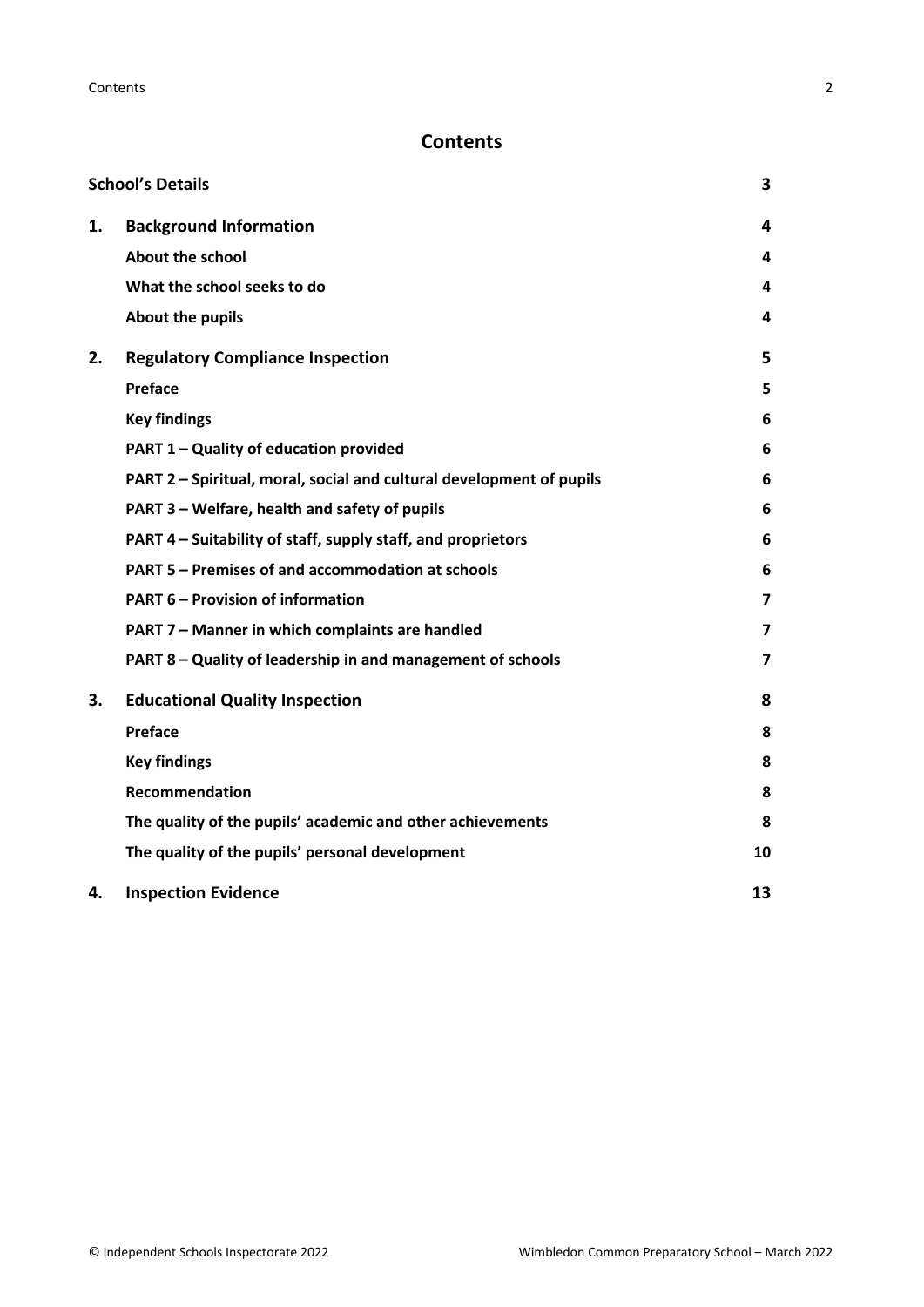# Contents

| | | |
|---|---|---|
| **School's Details** | | **3** |
| **1.** | **Background Information** | **4** |
| | **About the school** | **4** |
| | **What the school seeks to do** | **4** |
| | **About the pupils** | **4** |
| **2.** | **Regulatory Compliance Inspection** | **5** |
| | **Preface** | **5** |
| | **Key findings** | **6** |
| | **PART 1 – Quality of education provided** | **6** |
| | **PART 2 – Spiritual, moral, social and cultural development of pupils** | **6** |
| | **PART 3 – Welfare, health and safety of pupils** | **6** |
| | **PART 4 – Suitability of staff, supply staff, and proprietors** | **6** |
| | **PART 5 – Premises of and accommodation at schools** | **6** |
| | **PART 6 – Provision of information** | **7** |
| | **PART 7 – Manner in which complaints are handled** | **7** |
| | **PART 8 – Quality of leadership in and management of schools** | **7** |
| **3.** | **Educational Quality Inspection** | **8** |
| | **Preface** | **8** |
| | **Key findings** | **8** |
| | **Recommendation** | **8** |
| | **The quality of the pupils' academic and other achievements** | **8** |
| | **The quality of the pupils' personal development** | **10** |
| **4.** | **Inspection Evidence** | **13** |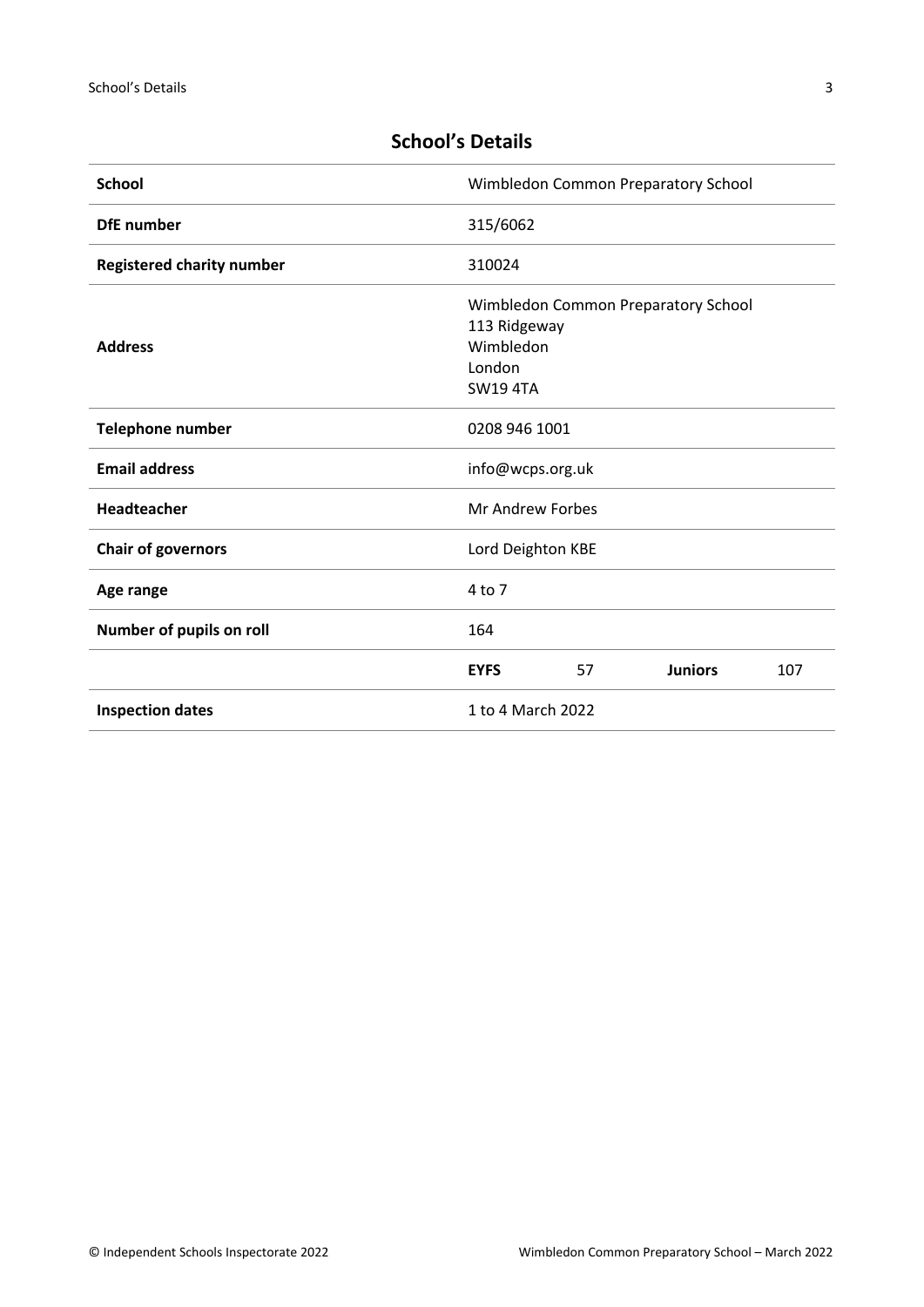## School's Details

| | | | | |
|---|---|---|---|---|
| **School** | Wimbledon Common Preparatory School | | | |
| **DfE number** | 315/6062 | | | |
| **Registered charity number** | 310024 | | | |
| **Address** | Wimbledon Common Preparatory School<br>113 Ridgeway<br>Wimbledon<br>London<br>SW19 4TA | | | |
| **Telephone number** | 0208 946 1001 | | | |
| **Email address** | info@wcps.org.uk | | | |
| **Headteacher** | Mr Andrew Forbes | | | |
| **Chair of governors** | Lord Deighton KBE | | | |
| **Age range** | 4 to 7 | | | |
| **Number of pupils on roll** | 164 | | | |
| | **EYFS** | 57 | **Juniors** | 107 |
| **Inspection dates** | 1 to 4 March 2022 | | | |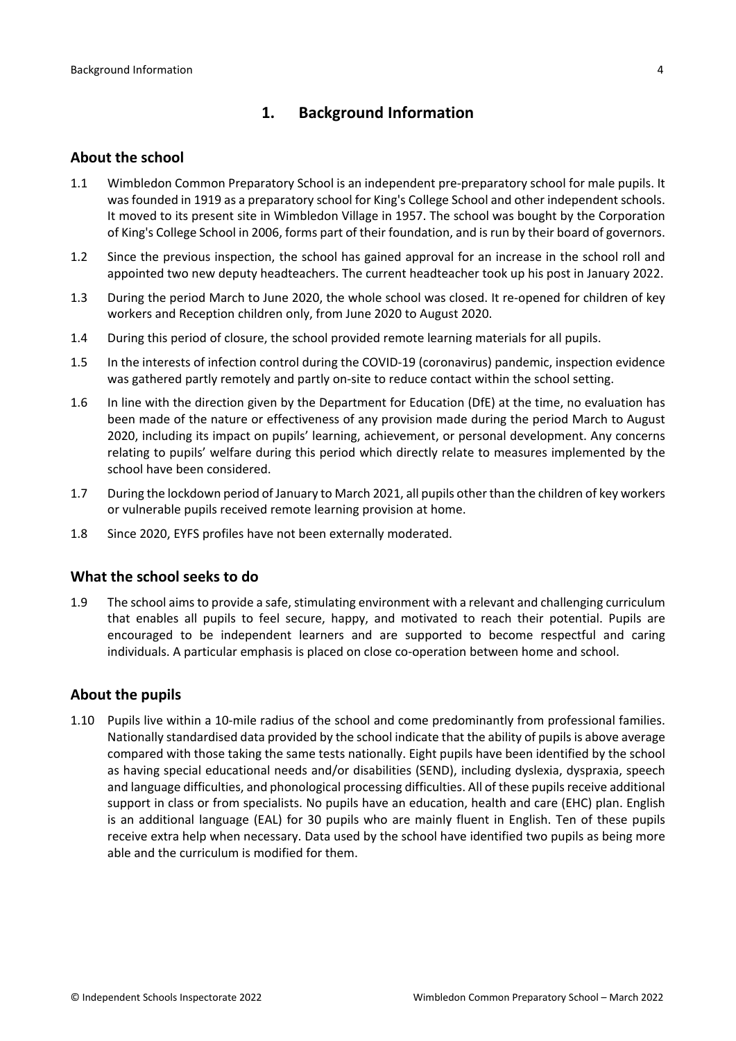# 1. Background Information

## About the school

1.1 Wimbledon Common Preparatory School is an independent pre-preparatory school for male pupils. It was founded in 1919 as a preparatory school for King's College School and other independent schools. It moved to its present site in Wimbledon Village in 1957. The school was bought by the Corporation of King's College School in 2006, forms part of their foundation, and is run by their board of governors.

1.2 Since the previous inspection, the school has gained approval for an increase in the school roll and appointed two new deputy headteachers. The current headteacher took up his post in January 2022.

1.3 During the period March to June 2020, the whole school was closed. It re-opened for children of key workers and Reception children only, from June 2020 to August 2020.

1.4 During this period of closure, the school provided remote learning materials for all pupils.

1.5 In the interests of infection control during the COVID-19 (coronavirus) pandemic, inspection evidence was gathered partly remotely and partly on-site to reduce contact within the school setting.

1.6 In line with the direction given by the Department for Education (DfE) at the time, no evaluation has been made of the nature or effectiveness of any provision made during the period March to August 2020, including its impact on pupils' learning, achievement, or personal development. Any concerns relating to pupils' welfare during this period which directly relate to measures implemented by the school have been considered.

1.7 During the lockdown period of January to March 2021, all pupils other than the children of key workers or vulnerable pupils received remote learning provision at home.

1.8 Since 2020, EYFS profiles have not been externally moderated.

## What the school seeks to do

1.9 The school aims to provide a safe, stimulating environment with a relevant and challenging curriculum that enables all pupils to feel secure, happy, and motivated to reach their potential. Pupils are encouraged to be independent learners and are supported to become respectful and caring individuals. A particular emphasis is placed on close co-operation between home and school.

## About the pupils

1.10 Pupils live within a 10-mile radius of the school and come predominantly from professional families. Nationally standardised data provided by the school indicate that the ability of pupils is above average compared with those taking the same tests nationally. Eight pupils have been identified by the school as having special educational needs and/or disabilities (SEND), including dyslexia, dyspraxia, speech and language difficulties, and phonological processing difficulties. All of these pupils receive additional support in class or from specialists. No pupils have an education, health and care (EHC) plan. English is an additional language (EAL) for 30 pupils who are mainly fluent in English. Ten of these pupils receive extra help when necessary. Data used by the school have identified two pupils as being more able and the curriculum is modified for them.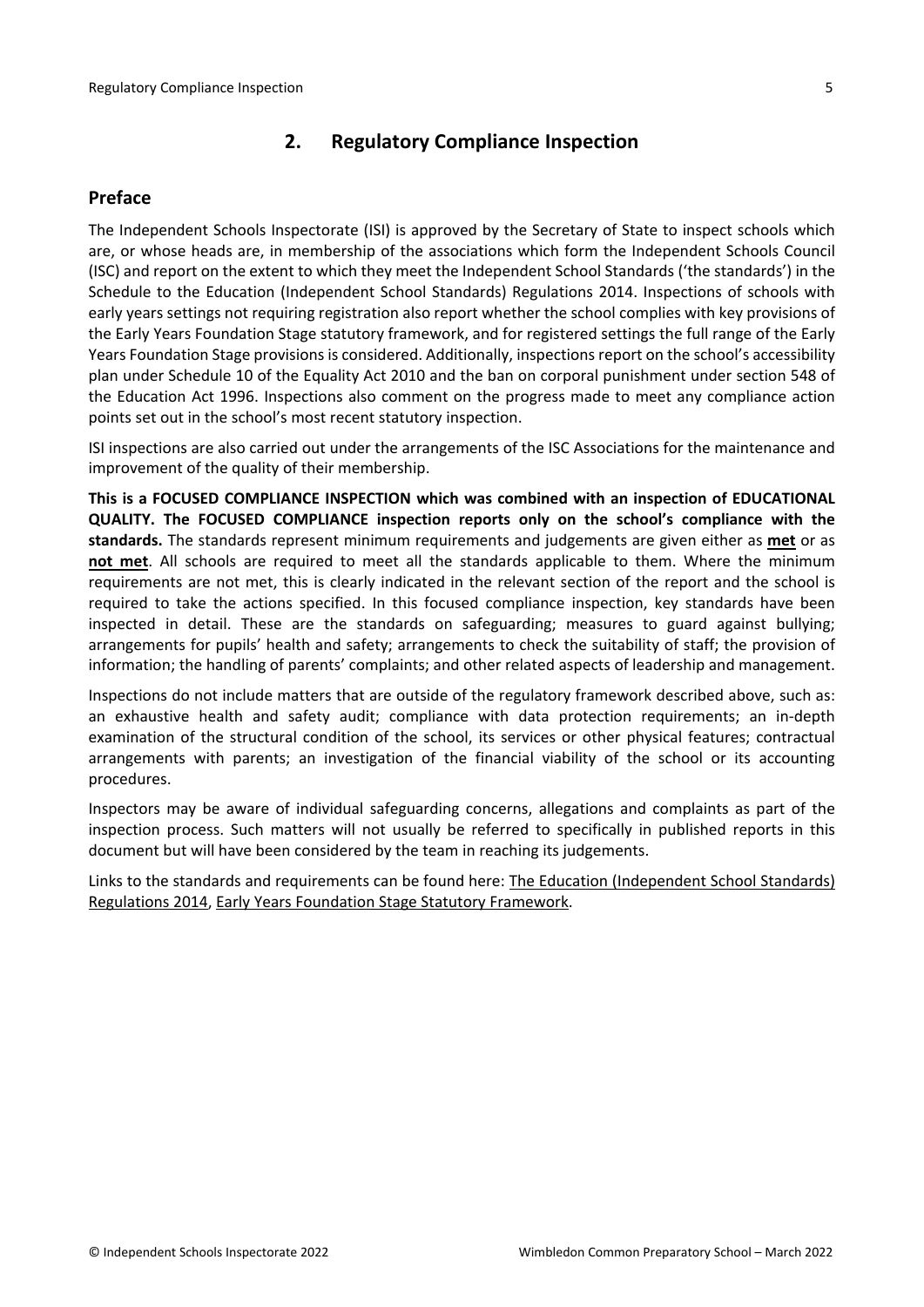## 2. Regulatory Compliance Inspection

### Preface

The Independent Schools Inspectorate (ISI) is approved by the Secretary of State to inspect schools which are, or whose heads are, in membership of the associations which form the Independent Schools Council (ISC) and report on the extent to which they meet the Independent School Standards ('the standards') in the Schedule to the Education (Independent School Standards) Regulations 2014. Inspections of schools with early years settings not requiring registration also report whether the school complies with key provisions of the Early Years Foundation Stage statutory framework, and for registered settings the full range of the Early Years Foundation Stage provisions is considered. Additionally, inspections report on the school's accessibility plan under Schedule 10 of the Equality Act 2010 and the ban on corporal punishment under section 548 of the Education Act 1996. Inspections also comment on the progress made to meet any compliance action points set out in the school's most recent statutory inspection.

ISI inspections are also carried out under the arrangements of the ISC Associations for the maintenance and improvement of the quality of their membership.

**This is a FOCUSED COMPLIANCE INSPECTION which was combined with an inspection of EDUCATIONAL QUALITY. The FOCUSED COMPLIANCE inspection reports only on the school's compliance with the standards.** The standards represent minimum requirements and judgements are given either as **met** or as **not met**. All schools are required to meet all the standards applicable to them. Where the minimum requirements are not met, this is clearly indicated in the relevant section of the report and the school is required to take the actions specified. In this focused compliance inspection, key standards have been inspected in detail. These are the standards on safeguarding; measures to guard against bullying; arrangements for pupils' health and safety; arrangements to check the suitability of staff; the provision of information; the handling of parents' complaints; and other related aspects of leadership and management.

Inspections do not include matters that are outside of the regulatory framework described above, such as: an exhaustive health and safety audit; compliance with data protection requirements; an in-depth examination of the structural condition of the school, its services or other physical features; contractual arrangements with parents; an investigation of the financial viability of the school or its accounting procedures.

Inspectors may be aware of individual safeguarding concerns, allegations and complaints as part of the inspection process. Such matters will not usually be referred to specifically in published reports in this document but will have been considered by the team in reaching its judgements.

Links to the standards and requirements can be found here: The Education (Independent School Standards) Regulations 2014, Early Years Foundation Stage Statutory Framework.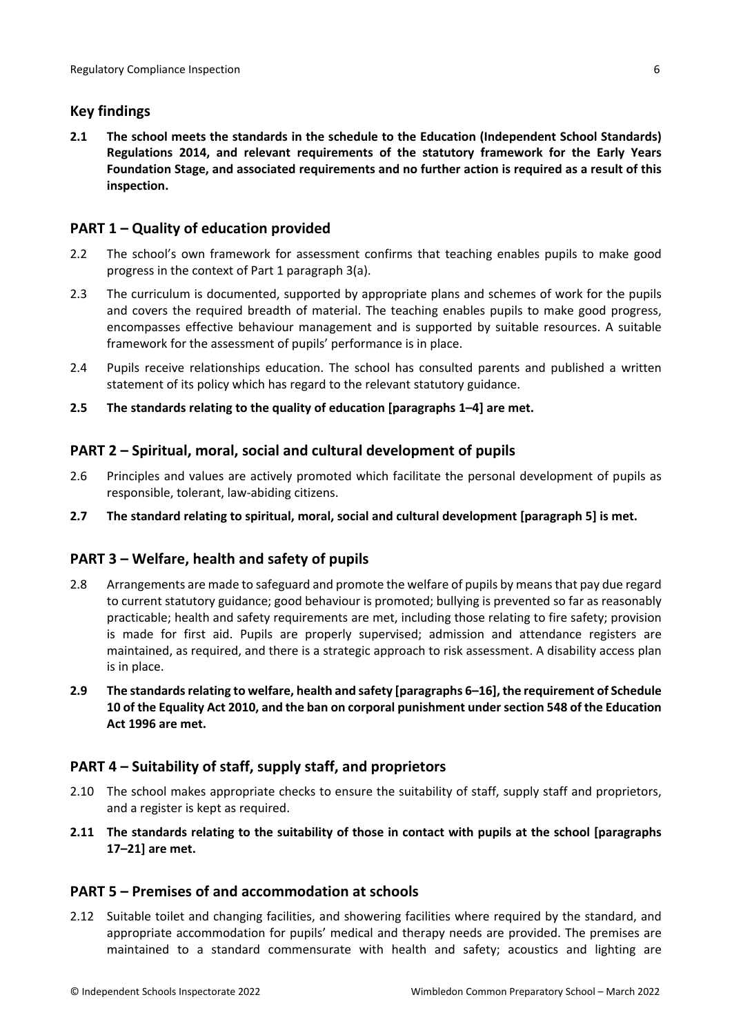## Key findings

**2.1 The school meets the standards in the schedule to the Education (Independent School Standards) Regulations 2014, and relevant requirements of the statutory framework for the Early Years Foundation Stage, and associated requirements and no further action is required as a result of this inspection.**

## PART 1 – Quality of education provided

2.2 The school's own framework for assessment confirms that teaching enables pupils to make good progress in the context of Part 1 paragraph 3(a).

2.3 The curriculum is documented, supported by appropriate plans and schemes of work for the pupils and covers the required breadth of material. The teaching enables pupils to make good progress, encompasses effective behaviour management and is supported by suitable resources. A suitable framework for the assessment of pupils' performance is in place.

2.4 Pupils receive relationships education. The school has consulted parents and published a written statement of its policy which has regard to the relevant statutory guidance.

**2.5 The standards relating to the quality of education [paragraphs 1–4] are met.**

## PART 2 – Spiritual, moral, social and cultural development of pupils

2.6 Principles and values are actively promoted which facilitate the personal development of pupils as responsible, tolerant, law-abiding citizens.

**2.7 The standard relating to spiritual, moral, social and cultural development [paragraph 5] is met.**

## PART 3 – Welfare, health and safety of pupils

2.8 Arrangements are made to safeguard and promote the welfare of pupils by means that pay due regard to current statutory guidance; good behaviour is promoted; bullying is prevented so far as reasonably practicable; health and safety requirements are met, including those relating to fire safety; provision is made for first aid. Pupils are properly supervised; admission and attendance registers are maintained, as required, and there is a strategic approach to risk assessment. A disability access plan is in place.

**2.9 The standards relating to welfare, health and safety [paragraphs 6–16], the requirement of Schedule 10 of the Equality Act 2010, and the ban on corporal punishment under section 548 of the Education Act 1996 are met.**

## PART 4 – Suitability of staff, supply staff, and proprietors

2.10 The school makes appropriate checks to ensure the suitability of staff, supply staff and proprietors, and a register is kept as required.

**2.11 The standards relating to the suitability of those in contact with pupils at the school [paragraphs 17–21] are met.**

## PART 5 – Premises of and accommodation at schools

2.12 Suitable toilet and changing facilities, and showering facilities where required by the standard, and appropriate accommodation for pupils' medical and therapy needs are provided. The premises are maintained to a standard commensurate with health and safety; acoustics and lighting are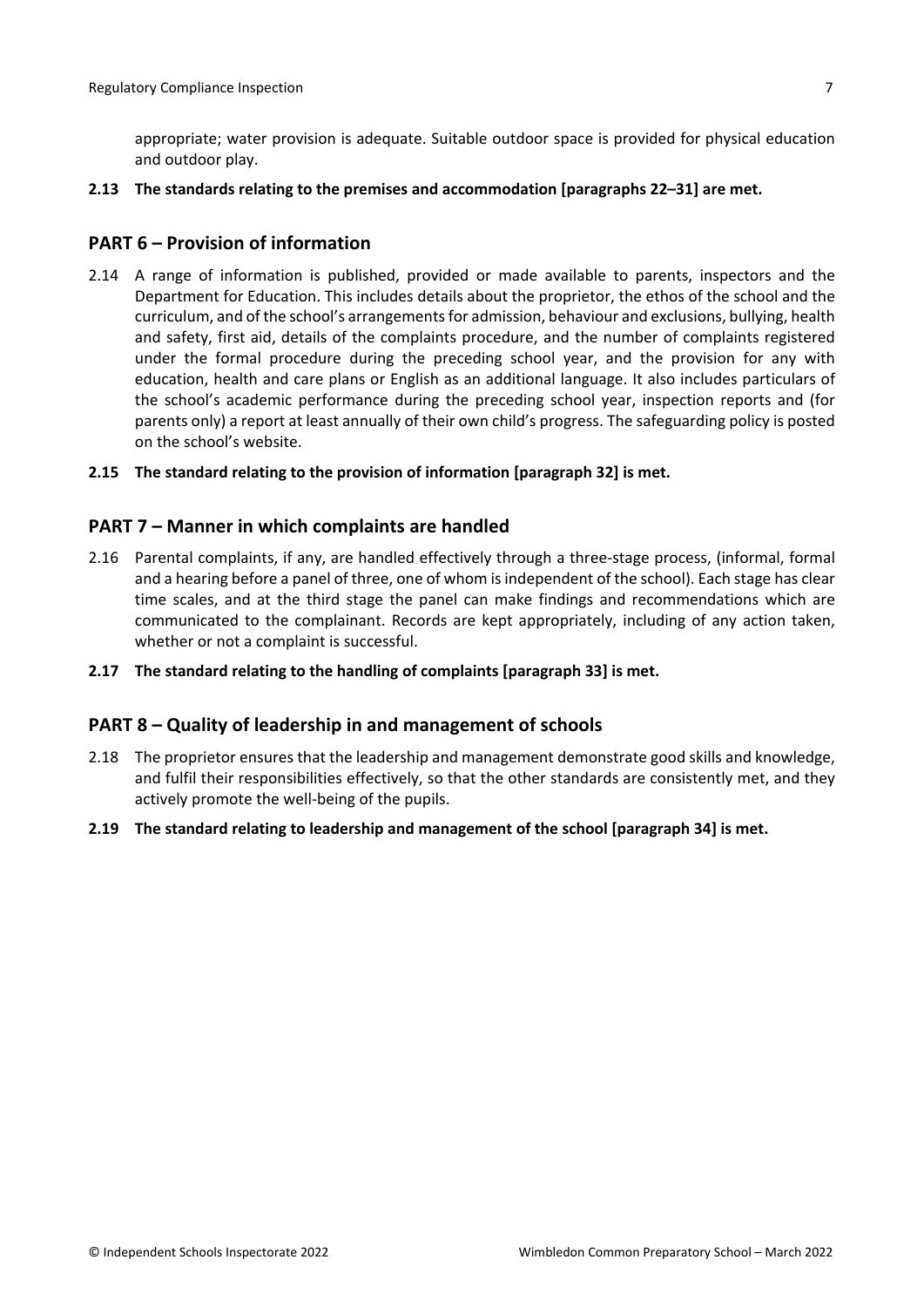appropriate; water provision is adequate. Suitable outdoor space is provided for physical education and outdoor play.

**2.13 The standards relating to the premises and accommodation [paragraphs 22–31] are met.**

## PART 6 – Provision of information

2.14 A range of information is published, provided or made available to parents, inspectors and the Department for Education. This includes details about the proprietor, the ethos of the school and the curriculum, and of the school's arrangements for admission, behaviour and exclusions, bullying, health and safety, first aid, details of the complaints procedure, and the number of complaints registered under the formal procedure during the preceding school year, and the provision for any with education, health and care plans or English as an additional language. It also includes particulars of the school's academic performance during the preceding school year, inspection reports and (for parents only) a report at least annually of their own child's progress. The safeguarding policy is posted on the school's website.

**2.15 The standard relating to the provision of information [paragraph 32] is met.**

## PART 7 – Manner in which complaints are handled

2.16 Parental complaints, if any, are handled effectively through a three-stage process, (informal, formal and a hearing before a panel of three, one of whom is independent of the school). Each stage has clear time scales, and at the third stage the panel can make findings and recommendations which are communicated to the complainant. Records are kept appropriately, including of any action taken, whether or not a complaint is successful.

**2.17 The standard relating to the handling of complaints [paragraph 33] is met.**

## PART 8 – Quality of leadership in and management of schools

2.18 The proprietor ensures that the leadership and management demonstrate good skills and knowledge, and fulfil their responsibilities effectively, so that the other standards are consistently met, and they actively promote the well-being of the pupils.

**2.19 The standard relating to leadership and management of the school [paragraph 34] is met.**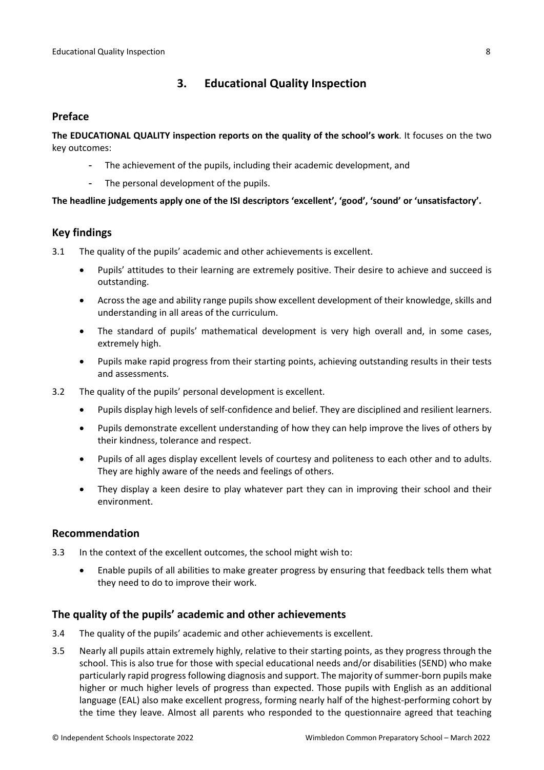## 3. Educational Quality Inspection

### Preface

**The EDUCATIONAL QUALITY inspection reports on the quality of the school's work**. It focuses on the two key outcomes:

- The achievement of the pupils, including their academic development, and
- The personal development of the pupils.

**The headline judgements apply one of the ISI descriptors 'excellent', 'good', 'sound' or 'unsatisfactory'.**

### Key findings

3.1 The quality of the pupils' academic and other achievements is excellent.

- Pupils' attitudes to their learning are extremely positive. Their desire to achieve and succeed is outstanding.
- Across the age and ability range pupils show excellent development of their knowledge, skills and understanding in all areas of the curriculum.
- The standard of pupils' mathematical development is very high overall and, in some cases, extremely high.
- Pupils make rapid progress from their starting points, achieving outstanding results in their tests and assessments.

3.2 The quality of the pupils' personal development is excellent.

- Pupils display high levels of self-confidence and belief. They are disciplined and resilient learners.
- Pupils demonstrate excellent understanding of how they can help improve the lives of others by their kindness, tolerance and respect.
- Pupils of all ages display excellent levels of courtesy and politeness to each other and to adults. They are highly aware of the needs and feelings of others.
- They display a keen desire to play whatever part they can in improving their school and their environment.

### Recommendation

3.3 In the context of the excellent outcomes, the school might wish to:

- Enable pupils of all abilities to make greater progress by ensuring that feedback tells them what they need to do to improve their work.

### The quality of the pupils' academic and other achievements

3.4 The quality of the pupils' academic and other achievements is excellent.

3.5 Nearly all pupils attain extremely highly, relative to their starting points, as they progress through the school. This is also true for those with special educational needs and/or disabilities (SEND) who make particularly rapid progress following diagnosis and support. The majority of summer-born pupils make higher or much higher levels of progress than expected. Those pupils with English as an additional language (EAL) also make excellent progress, forming nearly half of the highest-performing cohort by the time they leave. Almost all parents who responded to the questionnaire agreed that teaching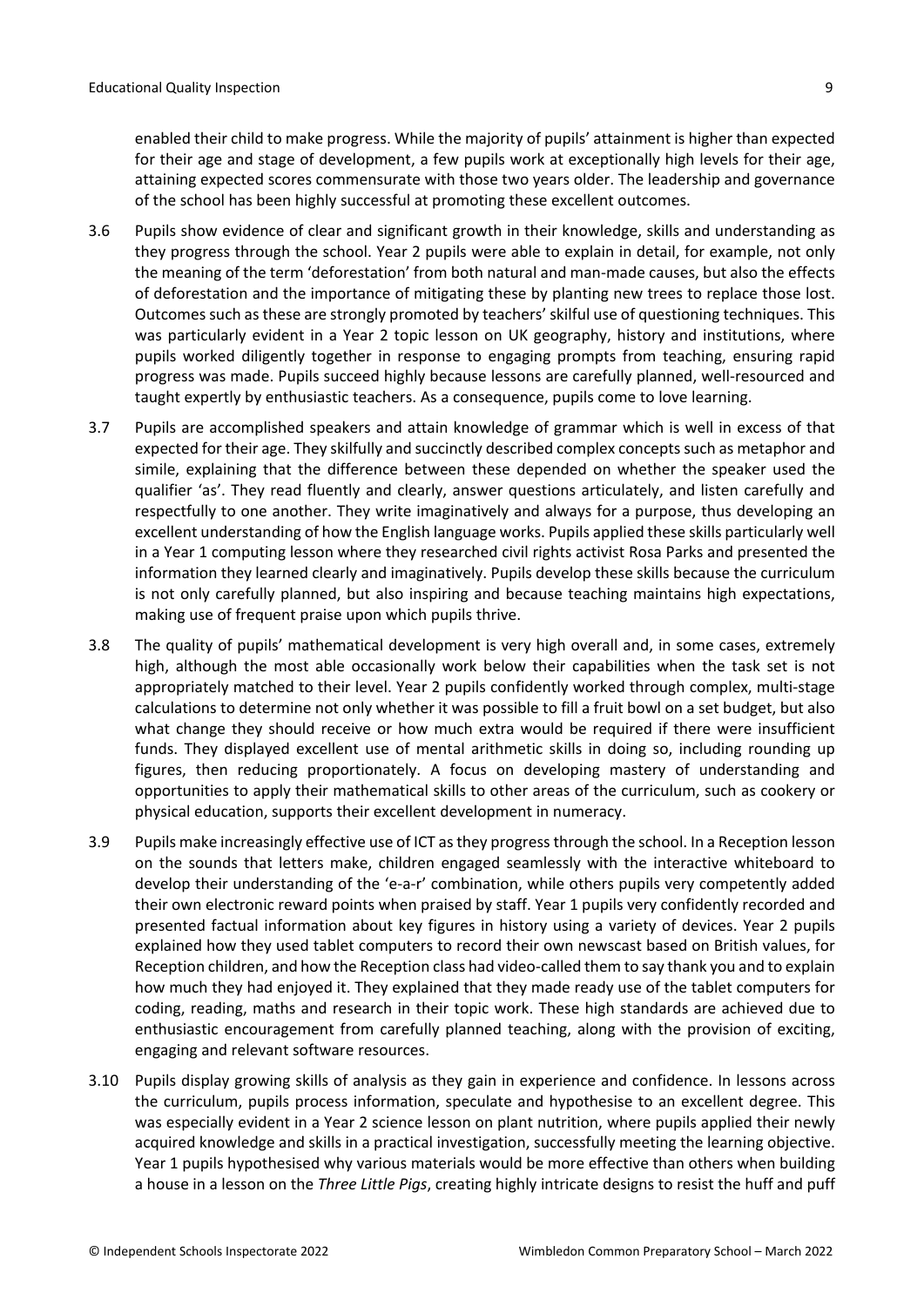enabled their child to make progress. While the majority of pupils' attainment is higher than expected for their age and stage of development, a few pupils work at exceptionally high levels for their age, attaining expected scores commensurate with those two years older. The leadership and governance of the school has been highly successful at promoting these excellent outcomes.

3.6 Pupils show evidence of clear and significant growth in their knowledge, skills and understanding as they progress through the school. Year 2 pupils were able to explain in detail, for example, not only the meaning of the term 'deforestation' from both natural and man-made causes, but also the effects of deforestation and the importance of mitigating these by planting new trees to replace those lost. Outcomes such as these are strongly promoted by teachers' skilful use of questioning techniques. This was particularly evident in a Year 2 topic lesson on UK geography, history and institutions, where pupils worked diligently together in response to engaging prompts from teaching, ensuring rapid progress was made. Pupils succeed highly because lessons are carefully planned, well-resourced and taught expertly by enthusiastic teachers. As a consequence, pupils come to love learning.

3.7 Pupils are accomplished speakers and attain knowledge of grammar which is well in excess of that expected for their age. They skilfully and succinctly described complex concepts such as metaphor and simile, explaining that the difference between these depended on whether the speaker used the qualifier 'as'. They read fluently and clearly, answer questions articulately, and listen carefully and respectfully to one another. They write imaginatively and always for a purpose, thus developing an excellent understanding of how the English language works. Pupils applied these skills particularly well in a Year 1 computing lesson where they researched civil rights activist Rosa Parks and presented the information they learned clearly and imaginatively. Pupils develop these skills because the curriculum is not only carefully planned, but also inspiring and because teaching maintains high expectations, making use of frequent praise upon which pupils thrive.

3.8 The quality of pupils' mathematical development is very high overall and, in some cases, extremely high, although the most able occasionally work below their capabilities when the task set is not appropriately matched to their level. Year 2 pupils confidently worked through complex, multi-stage calculations to determine not only whether it was possible to fill a fruit bowl on a set budget, but also what change they should receive or how much extra would be required if there were insufficient funds. They displayed excellent use of mental arithmetic skills in doing so, including rounding up figures, then reducing proportionately. A focus on developing mastery of understanding and opportunities to apply their mathematical skills to other areas of the curriculum, such as cookery or physical education, supports their excellent development in numeracy.

3.9 Pupils make increasingly effective use of ICT as they progress through the school. In a Reception lesson on the sounds that letters make, children engaged seamlessly with the interactive whiteboard to develop their understanding of the 'e-a-r' combination, while others pupils very competently added their own electronic reward points when praised by staff. Year 1 pupils very confidently recorded and presented factual information about key figures in history using a variety of devices. Year 2 pupils explained how they used tablet computers to record their own newscast based on British values, for Reception children, and how the Reception class had video-called them to say thank you and to explain how much they had enjoyed it. They explained that they made ready use of the tablet computers for coding, reading, maths and research in their topic work. These high standards are achieved due to enthusiastic encouragement from carefully planned teaching, along with the provision of exciting, engaging and relevant software resources.

3.10 Pupils display growing skills of analysis as they gain in experience and confidence. In lessons across the curriculum, pupils process information, speculate and hypothesise to an excellent degree. This was especially evident in a Year 2 science lesson on plant nutrition, where pupils applied their newly acquired knowledge and skills in a practical investigation, successfully meeting the learning objective. Year 1 pupils hypothesised why various materials would be more effective than others when building a house in a lesson on the *Three Little Pigs*, creating highly intricate designs to resist the huff and puff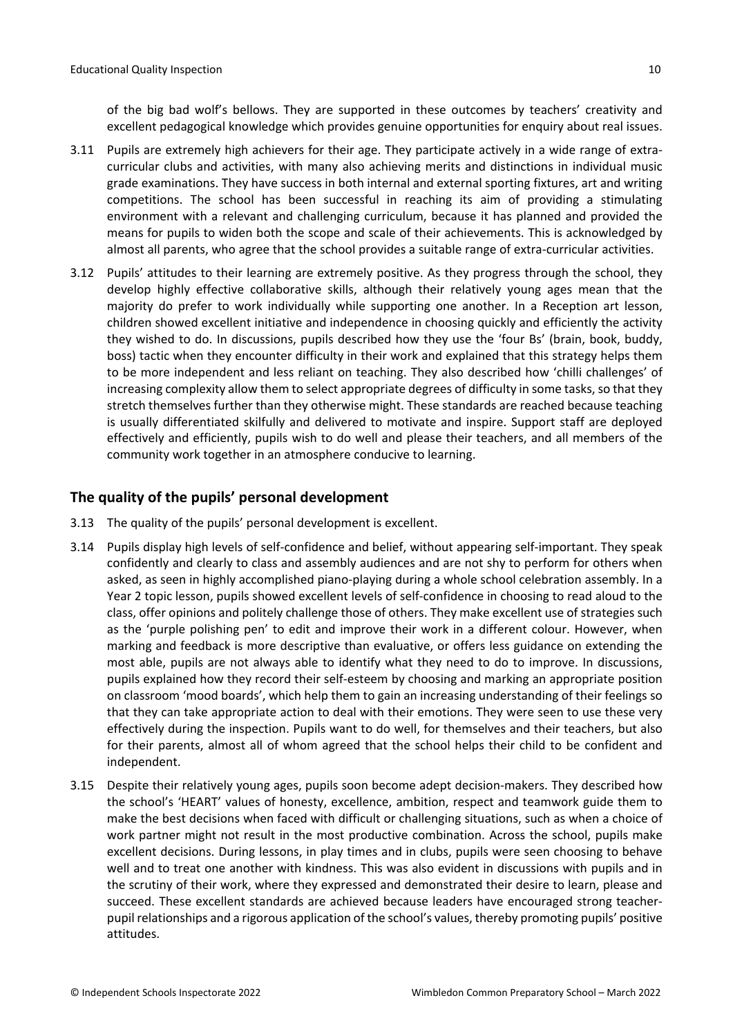of the big bad wolf's bellows. They are supported in these outcomes by teachers' creativity and excellent pedagogical knowledge which provides genuine opportunities for enquiry about real issues.

3.11 Pupils are extremely high achievers for their age. They participate actively in a wide range of extra-curricular clubs and activities, with many also achieving merits and distinctions in individual music grade examinations. They have success in both internal and external sporting fixtures, art and writing competitions. The school has been successful in reaching its aim of providing a stimulating environment with a relevant and challenging curriculum, because it has planned and provided the means for pupils to widen both the scope and scale of their achievements. This is acknowledged by almost all parents, who agree that the school provides a suitable range of extra-curricular activities.

3.12 Pupils' attitudes to their learning are extremely positive. As they progress through the school, they develop highly effective collaborative skills, although their relatively young ages mean that the majority do prefer to work individually while supporting one another. In a Reception art lesson, children showed excellent initiative and independence in choosing quickly and efficiently the activity they wished to do. In discussions, pupils described how they use the 'four Bs' (brain, book, buddy, boss) tactic when they encounter difficulty in their work and explained that this strategy helps them to be more independent and less reliant on teaching. They also described how 'chilli challenges' of increasing complexity allow them to select appropriate degrees of difficulty in some tasks, so that they stretch themselves further than they otherwise might. These standards are reached because teaching is usually differentiated skilfully and delivered to motivate and inspire. Support staff are deployed effectively and efficiently, pupils wish to do well and please their teachers, and all members of the community work together in an atmosphere conducive to learning.

## The quality of the pupils' personal development

3.13 The quality of the pupils' personal development is excellent.

3.14 Pupils display high levels of self-confidence and belief, without appearing self-important. They speak confidently and clearly to class and assembly audiences and are not shy to perform for others when asked, as seen in highly accomplished piano-playing during a whole school celebration assembly. In a Year 2 topic lesson, pupils showed excellent levels of self-confidence in choosing to read aloud to the class, offer opinions and politely challenge those of others. They make excellent use of strategies such as the 'purple polishing pen' to edit and improve their work in a different colour. However, when marking and feedback is more descriptive than evaluative, or offers less guidance on extending the most able, pupils are not always able to identify what they need to do to improve. In discussions, pupils explained how they record their self-esteem by choosing and marking an appropriate position on classroom 'mood boards', which help them to gain an increasing understanding of their feelings so that they can take appropriate action to deal with their emotions. They were seen to use these very effectively during the inspection. Pupils want to do well, for themselves and their teachers, but also for their parents, almost all of whom agreed that the school helps their child to be confident and independent.

3.15 Despite their relatively young ages, pupils soon become adept decision-makers. They described how the school's 'HEART' values of honesty, excellence, ambition, respect and teamwork guide them to make the best decisions when faced with difficult or challenging situations, such as when a choice of work partner might not result in the most productive combination. Across the school, pupils make excellent decisions. During lessons, in play times and in clubs, pupils were seen choosing to behave well and to treat one another with kindness. This was also evident in discussions with pupils and in the scrutiny of their work, where they expressed and demonstrated their desire to learn, please and succeed. These excellent standards are achieved because leaders have encouraged strong teacher-pupil relationships and a rigorous application of the school's values, thereby promoting pupils' positive attitudes.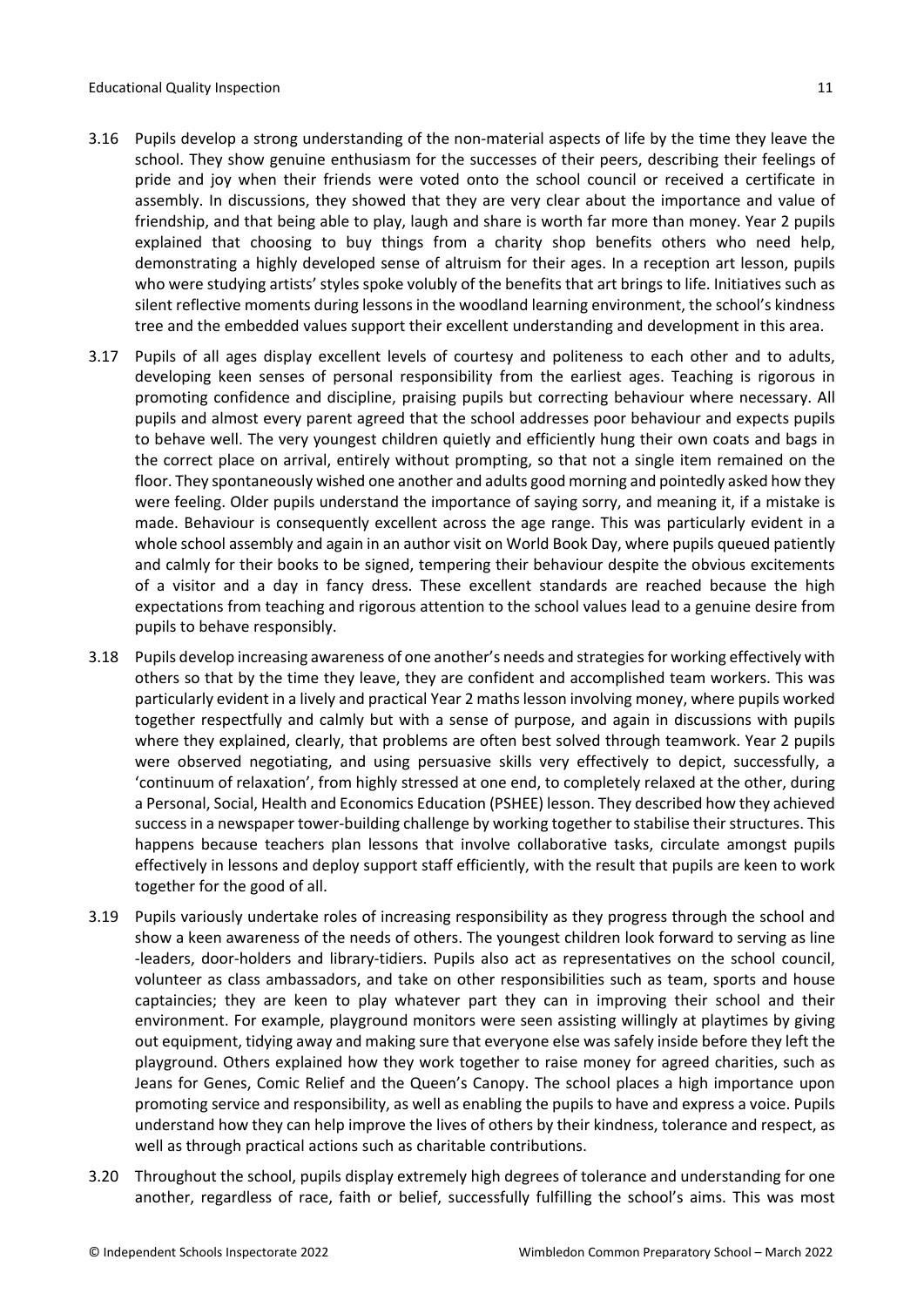3.16 Pupils develop a strong understanding of the non-material aspects of life by the time they leave the school. They show genuine enthusiasm for the successes of their peers, describing their feelings of pride and joy when their friends were voted onto the school council or received a certificate in assembly. In discussions, they showed that they are very clear about the importance and value of friendship, and that being able to play, laugh and share is worth far more than money. Year 2 pupils explained that choosing to buy things from a charity shop benefits others who need help, demonstrating a highly developed sense of altruism for their ages. In a reception art lesson, pupils who were studying artists' styles spoke volubly of the benefits that art brings to life. Initiatives such as silent reflective moments during lessons in the woodland learning environment, the school's kindness tree and the embedded values support their excellent understanding and development in this area.

3.17 Pupils of all ages display excellent levels of courtesy and politeness to each other and to adults, developing keen senses of personal responsibility from the earliest ages. Teaching is rigorous in promoting confidence and discipline, praising pupils but correcting behaviour where necessary. All pupils and almost every parent agreed that the school addresses poor behaviour and expects pupils to behave well. The very youngest children quietly and efficiently hung their own coats and bags in the correct place on arrival, entirely without prompting, so that not a single item remained on the floor. They spontaneously wished one another and adults good morning and pointedly asked how they were feeling. Older pupils understand the importance of saying sorry, and meaning it, if a mistake is made. Behaviour is consequently excellent across the age range. This was particularly evident in a whole school assembly and again in an author visit on World Book Day, where pupils queued patiently and calmly for their books to be signed, tempering their behaviour despite the obvious excitements of a visitor and a day in fancy dress. These excellent standards are reached because the high expectations from teaching and rigorous attention to the school values lead to a genuine desire from pupils to behave responsibly.

3.18 Pupils develop increasing awareness of one another's needs and strategies for working effectively with others so that by the time they leave, they are confident and accomplished team workers. This was particularly evident in a lively and practical Year 2 maths lesson involving money, where pupils worked together respectfully and calmly but with a sense of purpose, and again in discussions with pupils where they explained, clearly, that problems are often best solved through teamwork. Year 2 pupils were observed negotiating, and using persuasive skills very effectively to depict, successfully, a 'continuum of relaxation', from highly stressed at one end, to completely relaxed at the other, during a Personal, Social, Health and Economics Education (PSHEE) lesson. They described how they achieved success in a newspaper tower-building challenge by working together to stabilise their structures. This happens because teachers plan lessons that involve collaborative tasks, circulate amongst pupils effectively in lessons and deploy support staff efficiently, with the result that pupils are keen to work together for the good of all.

3.19 Pupils variously undertake roles of increasing responsibility as they progress through the school and show a keen awareness of the needs of others. The youngest children look forward to serving as line -leaders, door-holders and library-tidiers. Pupils also act as representatives on the school council, volunteer as class ambassadors, and take on other responsibilities such as team, sports and house captaincies; they are keen to play whatever part they can in improving their school and their environment. For example, playground monitors were seen assisting willingly at playtimes by giving out equipment, tidying away and making sure that everyone else was safely inside before they left the playground. Others explained how they work together to raise money for agreed charities, such as Jeans for Genes, Comic Relief and the Queen's Canopy. The school places a high importance upon promoting service and responsibility, as well as enabling the pupils to have and express a voice. Pupils understand how they can help improve the lives of others by their kindness, tolerance and respect, as well as through practical actions such as charitable contributions.

3.20 Throughout the school, pupils display extremely high degrees of tolerance and understanding for one another, regardless of race, faith or belief, successfully fulfilling the school's aims. This was most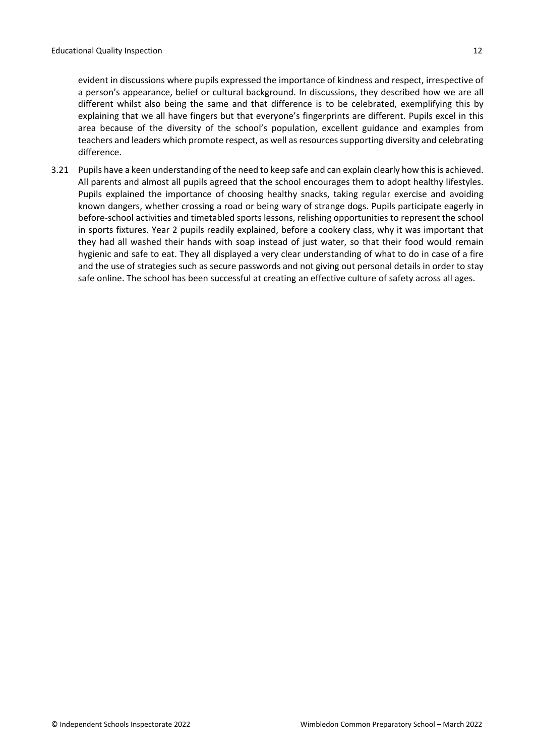evident in discussions where pupils expressed the importance of kindness and respect, irrespective of a person's appearance, belief or cultural background. In discussions, they described how we are all different whilst also being the same and that difference is to be celebrated, exemplifying this by explaining that we all have fingers but that everyone's fingerprints are different. Pupils excel in this area because of the diversity of the school's population, excellent guidance and examples from teachers and leaders which promote respect, as well as resources supporting diversity and celebrating difference.

3.21 Pupils have a keen understanding of the need to keep safe and can explain clearly how this is achieved. All parents and almost all pupils agreed that the school encourages them to adopt healthy lifestyles. Pupils explained the importance of choosing healthy snacks, taking regular exercise and avoiding known dangers, whether crossing a road or being wary of strange dogs. Pupils participate eagerly in before-school activities and timetabled sports lessons, relishing opportunities to represent the school in sports fixtures. Year 2 pupils readily explained, before a cookery class, why it was important that they had all washed their hands with soap instead of just water, so that their food would remain hygienic and safe to eat. They all displayed a very clear understanding of what to do in case of a fire and the use of strategies such as secure passwords and not giving out personal details in order to stay safe online. The school has been successful at creating an effective culture of safety across all ages.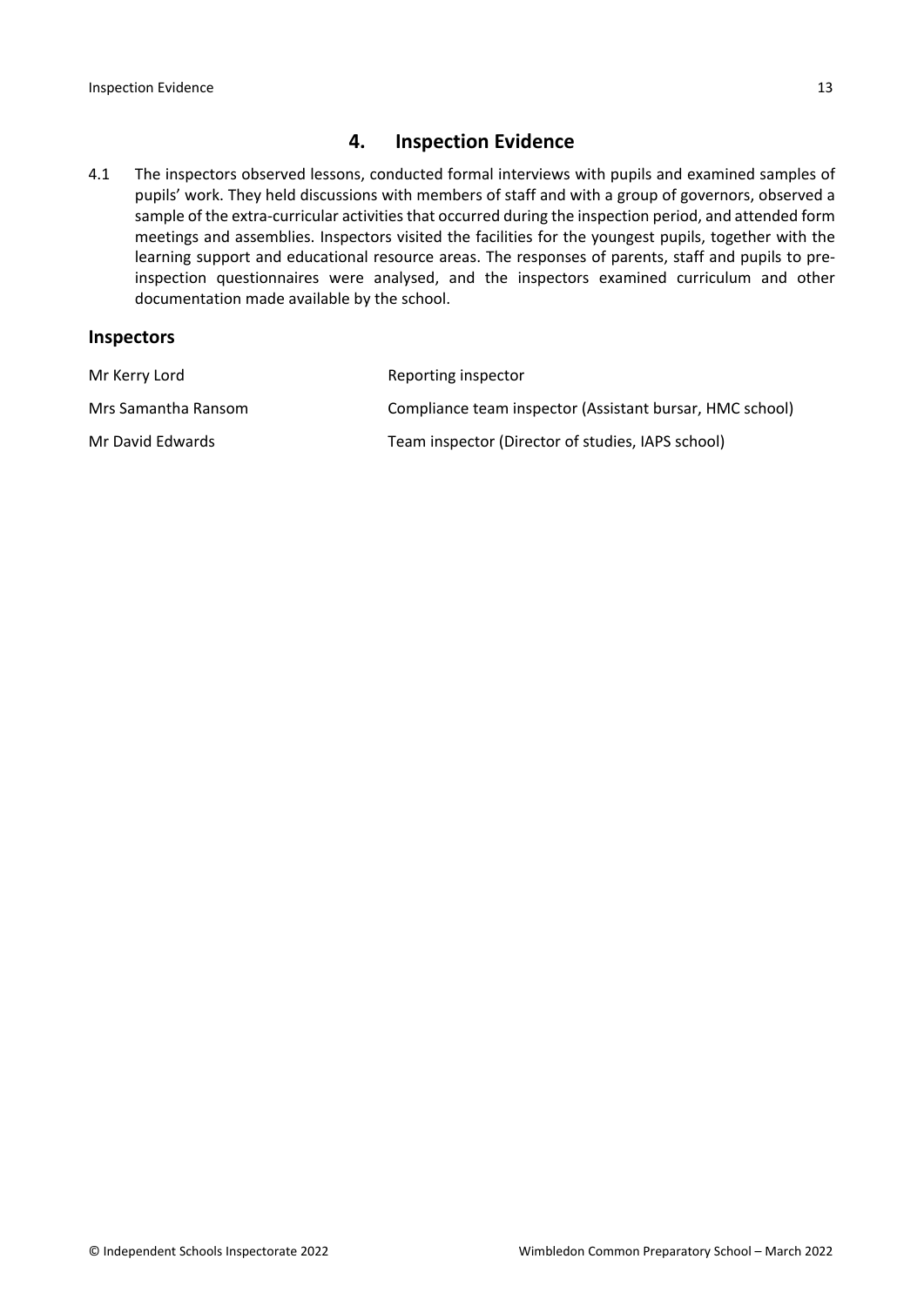## 4. Inspection Evidence

4.1 The inspectors observed lessons, conducted formal interviews with pupils and examined samples of pupils' work. They held discussions with members of staff and with a group of governors, observed a sample of the extra-curricular activities that occurred during the inspection period, and attended form meetings and assemblies. Inspectors visited the facilities for the youngest pupils, together with the learning support and educational resource areas. The responses of parents, staff and pupils to pre-inspection questionnaires were analysed, and the inspectors examined curriculum and other documentation made available by the school.

### Inspectors

| | |
|---|---|
| Mr Kerry Lord | Reporting inspector |
| Mrs Samantha Ransom | Compliance team inspector (Assistant bursar, HMC school) |
| Mr David Edwards | Team inspector (Director of studies, IAPS school) |